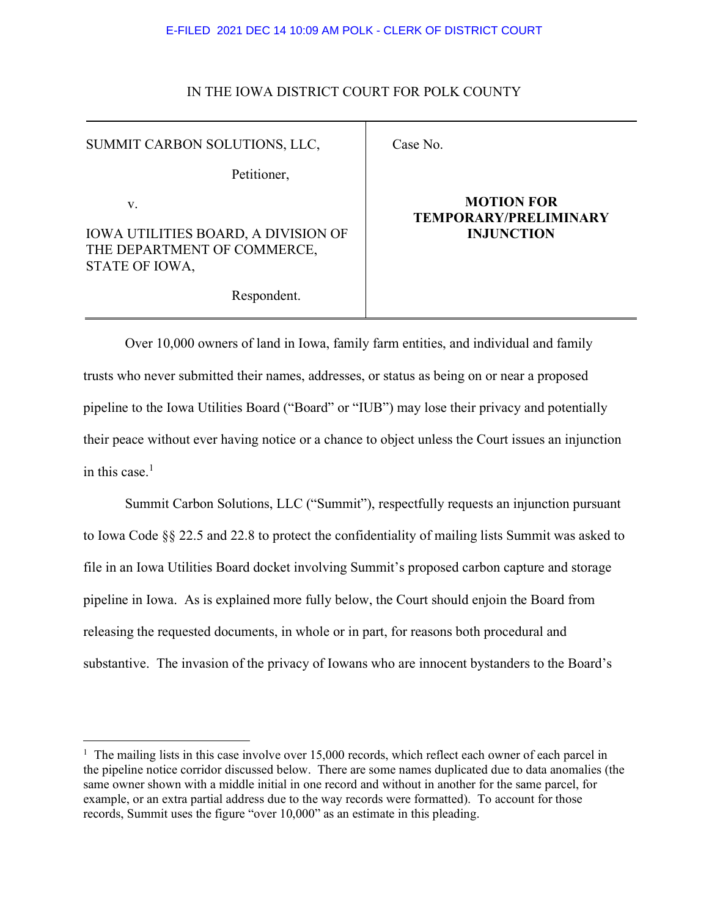E-FILED 2021 DEC 14 10:09 AM POLK - CLERK OF DISTRICT COURT

IN THE IOWA DISTRICT COURT FOR POLK COUNTY

| | |
|---|---|
| SUMMIT CARBON SOLUTIONS, LLC,<br><br>Petitioner,<br><br>v.<br><br>IOWA UTILITIES BOARD, A DIVISION OF THE DEPARTMENT OF COMMERCE, STATE OF IOWA,<br><br>Respondent. | Case No.<br><br>**MOTION FOR TEMPORARY/PRELIMINARY INJUNCTION** |

Over 10,000 owners of land in Iowa, family farm entities, and individual and family trusts who never submitted their names, addresses, or status as being on or near a proposed pipeline to the Iowa Utilities Board ("Board" or "IUB") may lose their privacy and potentially their peace without ever having notice or a chance to object unless the Court issues an injunction in this case.[1]

Summit Carbon Solutions, LLC ("Summit"), respectfully requests an injunction pursuant to Iowa Code §§ 22.5 and 22.8 to protect the confidentiality of mailing lists Summit was asked to file in an Iowa Utilities Board docket involving Summit's proposed carbon capture and storage pipeline in Iowa. As is explained more fully below, the Court should enjoin the Board from releasing the requested documents, in whole or in part, for reasons both procedural and substantive. The invasion of the privacy of Iowans who are innocent bystanders to the Board's

[1] The mailing lists in this case involve over 15,000 records, which reflect each owner of each parcel in the pipeline notice corridor discussed below. There are some names duplicated due to data anomalies (the same owner shown with a middle initial in one record and without in another for the same parcel, for example, or an extra partial address due to the way records were formatted). To account for those records, Summit uses the figure "over 10,000" as an estimate in this pleading.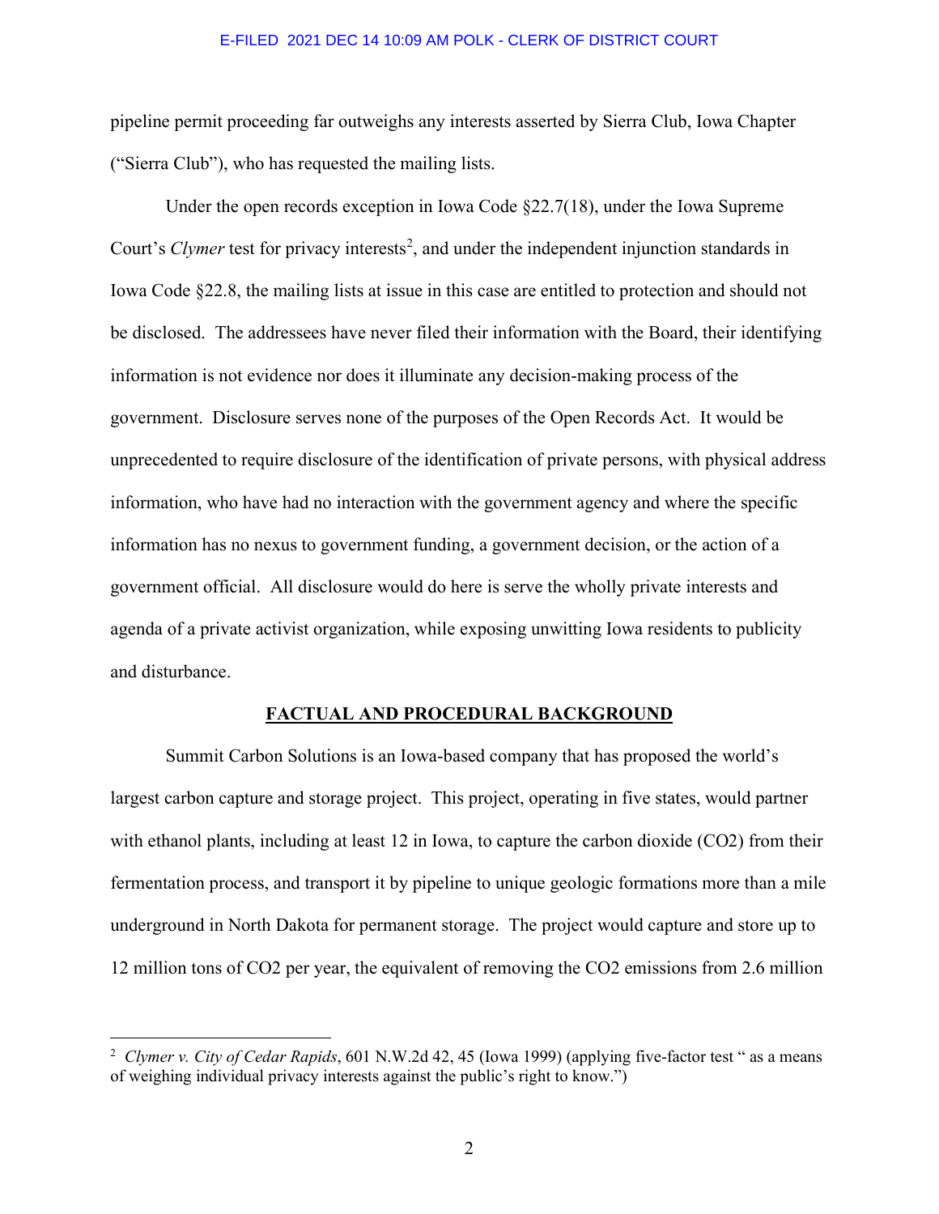pipeline permit proceeding far outweighs any interests asserted by Sierra Club, Iowa Chapter ("Sierra Club"), who has requested the mailing lists.

Under the open records exception in Iowa Code §22.7(18), under the Iowa Supreme Court's *Clymer* test for privacy interests[2], and under the independent injunction standards in Iowa Code §22.8, the mailing lists at issue in this case are entitled to protection and should not be disclosed. The addressees have never filed their information with the Board, their identifying information is not evidence nor does it illuminate any decision-making process of the government. Disclosure serves none of the purposes of the Open Records Act. It would be unprecedented to require disclosure of the identification of private persons, with physical address information, who have had no interaction with the government agency and where the specific information has no nexus to government funding, a government decision, or the action of a government official. All disclosure would do here is serve the wholly private interests and agenda of a private activist organization, while exposing unwitting Iowa residents to publicity and disturbance.

## FACTUAL AND PROCEDURAL BACKGROUND

Summit Carbon Solutions is an Iowa-based company that has proposed the world's largest carbon capture and storage project. This project, operating in five states, would partner with ethanol plants, including at least 12 in Iowa, to capture the carbon dioxide ($CO_2$) from their fermentation process, and transport it by pipeline to unique geologic formations more than a mile underground in North Dakota for permanent storage. The project would capture and store up to 12 million tons of $CO_2$ per year, the equivalent of removing the $CO_2$ emissions from 2.6 million

---

[2] *Clymer v. City of Cedar Rapids*, 601 N.W.2d 42, 45 (Iowa 1999) (applying five-factor test " as a means of weighing individual privacy interests against the public's right to know.")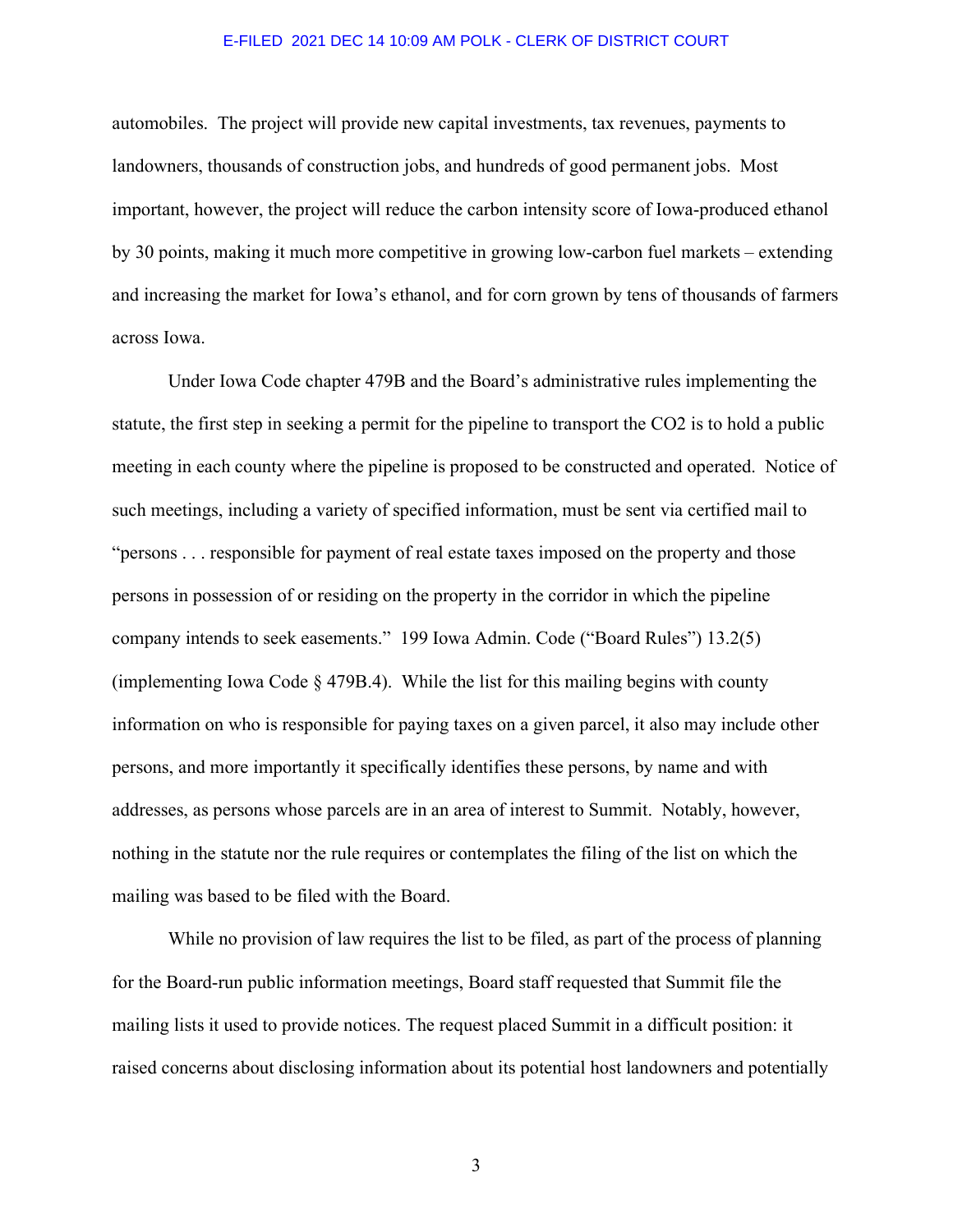automobiles. The project will provide new capital investments, tax revenues, payments to landowners, thousands of construction jobs, and hundreds of good permanent jobs. Most important, however, the project will reduce the carbon intensity score of Iowa-produced ethanol by 30 points, making it much more competitive in growing low-carbon fuel markets – extending and increasing the market for Iowa's ethanol, and for corn grown by tens of thousands of farmers across Iowa.

Under Iowa Code chapter 479B and the Board's administrative rules implementing the statute, the first step in seeking a permit for the pipeline to transport the $CO_2$ is to hold a public meeting in each county where the pipeline is proposed to be constructed and operated. Notice of such meetings, including a variety of specified information, must be sent via certified mail to "persons . . . responsible for payment of real estate taxes imposed on the property and those persons in possession of or residing on the property in the corridor in which the pipeline company intends to seek easements." 199 Iowa Admin. Code ("Board Rules") 13.2(5) (implementing Iowa Code § 479B.4). While the list for this mailing begins with county information on who is responsible for paying taxes on a given parcel, it also may include other persons, and more importantly it specifically identifies these persons, by name and with addresses, as persons whose parcels are in an area of interest to Summit. Notably, however, nothing in the statute nor the rule requires or contemplates the filing of the list on which the mailing was based to be filed with the Board.

While no provision of law requires the list to be filed, as part of the process of planning for the Board-run public information meetings, Board staff requested that Summit file the mailing lists it used to provide notices. The request placed Summit in a difficult position: it raised concerns about disclosing information about its potential host landowners and potentially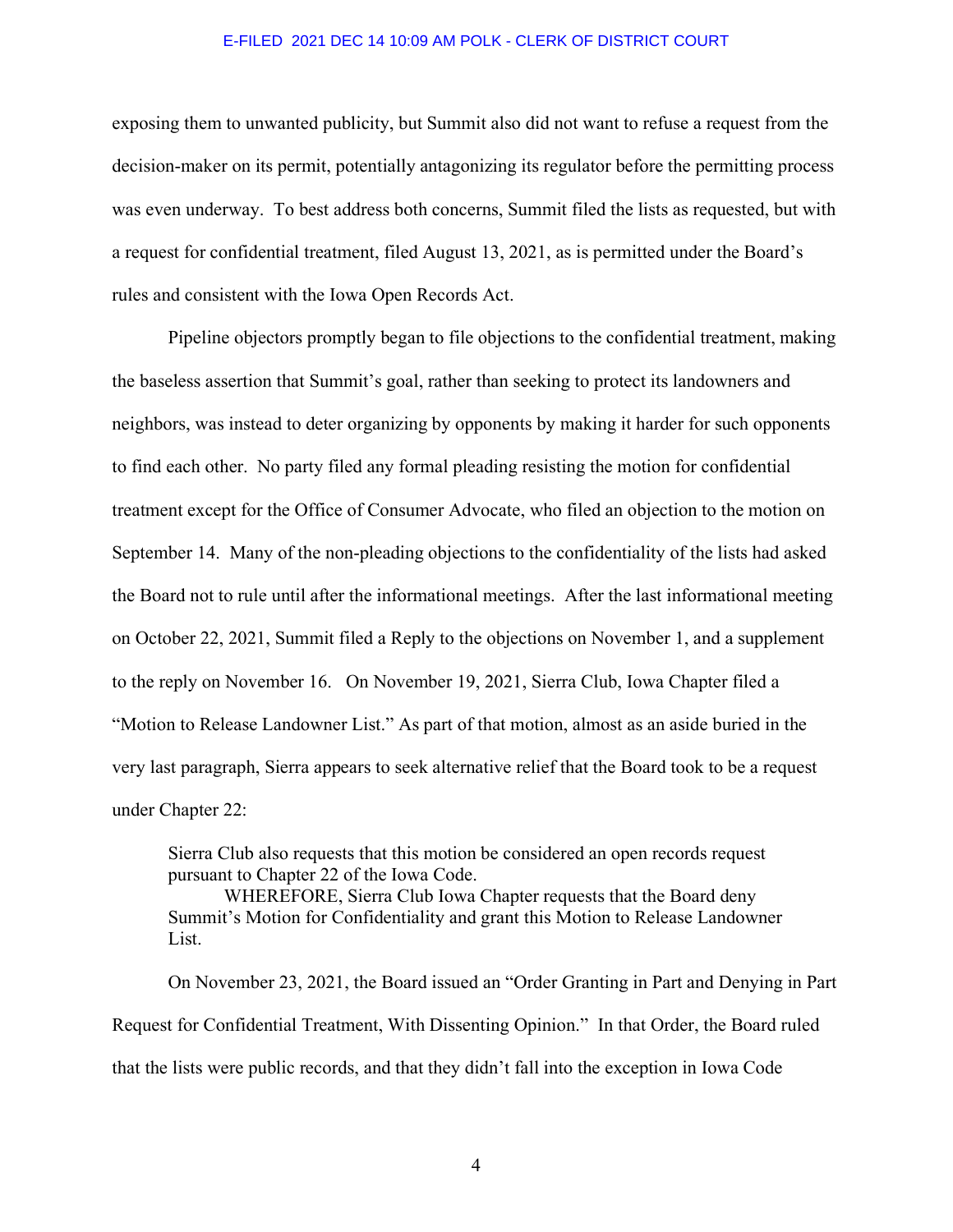exposing them to unwanted publicity, but Summit also did not want to refuse a request from the decision-maker on its permit, potentially antagonizing its regulator before the permitting process was even underway. To best address both concerns, Summit filed the lists as requested, but with a request for confidential treatment, filed August 13, 2021, as is permitted under the Board's rules and consistent with the Iowa Open Records Act.

Pipeline objectors promptly began to file objections to the confidential treatment, making the baseless assertion that Summit's goal, rather than seeking to protect its landowners and neighbors, was instead to deter organizing by opponents by making it harder for such opponents to find each other. No party filed any formal pleading resisting the motion for confidential treatment except for the Office of Consumer Advocate, who filed an objection to the motion on September 14. Many of the non-pleading objections to the confidentiality of the lists had asked the Board not to rule until after the informational meetings. After the last informational meeting on October 22, 2021, Summit filed a Reply to the objections on November 1, and a supplement to the reply on November 16. On November 19, 2021, Sierra Club, Iowa Chapter filed a "Motion to Release Landowner List." As part of that motion, almost as an aside buried in the very last paragraph, Sierra appears to seek alternative relief that the Board took to be a request under Chapter 22:

> Sierra Club also requests that this motion be considered an open records request pursuant to Chapter 22 of the Iowa Code.
>
> WHEREFORE, Sierra Club Iowa Chapter requests that the Board deny Summit's Motion for Confidentiality and grant this Motion to Release Landowner List.

On November 23, 2021, the Board issued an "Order Granting in Part and Denying in Part Request for Confidential Treatment, With Dissenting Opinion." In that Order, the Board ruled that the lists were public records, and that they didn't fall into the exception in Iowa Code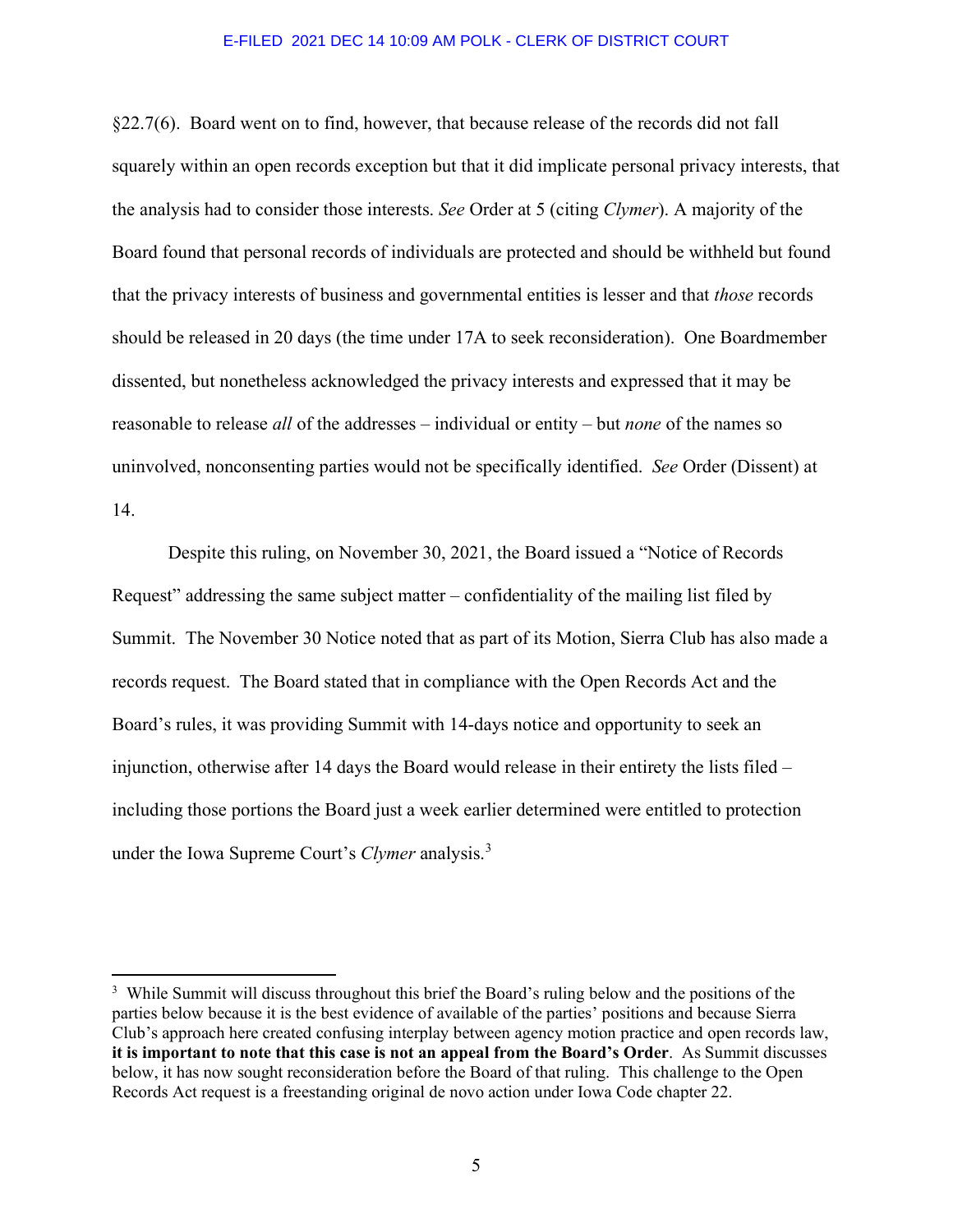§22.7(6). Board went on to find, however, that because release of the records did not fall squarely within an open records exception but that it did implicate personal privacy interests, that the analysis had to consider those interests. *See* Order at 5 (citing *Clymer*). A majority of the Board found that personal records of individuals are protected and should be withheld but found that the privacy interests of business and governmental entities is lesser and that *those* records should be released in 20 days (the time under 17A to seek reconsideration). One Boardmember dissented, but nonetheless acknowledged the privacy interests and expressed that it may be reasonable to release *all* of the addresses – individual or entity – but *none* of the names so uninvolved, nonconsenting parties would not be specifically identified. *See* Order (Dissent) at 14.

Despite this ruling, on November 30, 2021, the Board issued a "Notice of Records Request" addressing the same subject matter – confidentiality of the mailing list filed by Summit. The November 30 Notice noted that as part of its Motion, Sierra Club has also made a records request. The Board stated that in compliance with the Open Records Act and the Board's rules, it was providing Summit with 14-days notice and opportunity to seek an injunction, otherwise after 14 days the Board would release in their entirety the lists filed – including those portions the Board just a week earlier determined were entitled to protection under the Iowa Supreme Court's *Clymer* analysis.[3]

[3] While Summit will discuss throughout this brief the Board's ruling below and the positions of the parties below because it is the best evidence of available of the parties' positions and because Sierra Club's approach here created confusing interplay between agency motion practice and open records law, **it is important to note that this case is not an appeal from the Board's Order**. As Summit discusses below, it has now sought reconsideration before the Board of that ruling. This challenge to the Open Records Act request is a freestanding original de novo action under Iowa Code chapter 22.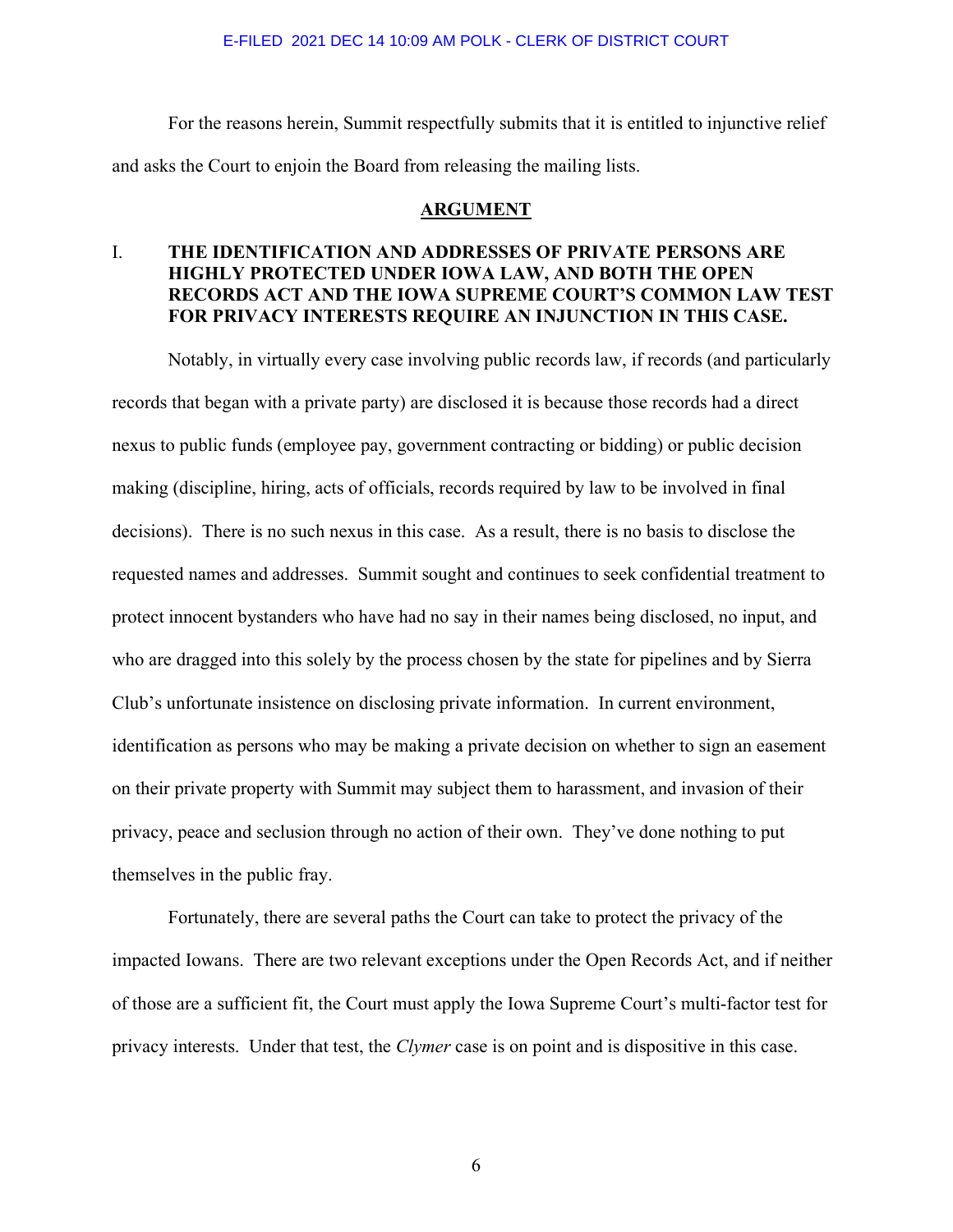For the reasons herein, Summit respectfully submits that it is entitled to injunctive relief and asks the Court to enjoin the Board from releasing the mailing lists.

## ARGUMENT

### I. THE IDENTIFICATION AND ADDRESSES OF PRIVATE PERSONS ARE HIGHLY PROTECTED UNDER IOWA LAW, AND BOTH THE OPEN RECORDS ACT AND THE IOWA SUPREME COURT'S COMMON LAW TEST FOR PRIVACY INTERESTS REQUIRE AN INJUNCTION IN THIS CASE.

Notably, in virtually every case involving public records law, if records (and particularly records that began with a private party) are disclosed it is because those records had a direct nexus to public funds (employee pay, government contracting or bidding) or public decision making (discipline, hiring, acts of officials, records required by law to be involved in final decisions). There is no such nexus in this case. As a result, there is no basis to disclose the requested names and addresses. Summit sought and continues to seek confidential treatment to protect innocent bystanders who have had no say in their names being disclosed, no input, and who are dragged into this solely by the process chosen by the state for pipelines and by Sierra Club's unfortunate insistence on disclosing private information. In current environment, identification as persons who may be making a private decision on whether to sign an easement on their private property with Summit may subject them to harassment, and invasion of their privacy, peace and seclusion through no action of their own. They've done nothing to put themselves in the public fray.

Fortunately, there are several paths the Court can take to protect the privacy of the impacted Iowans. There are two relevant exceptions under the Open Records Act, and if neither of those are a sufficient fit, the Court must apply the Iowa Supreme Court's multi-factor test for privacy interests. Under that test, the *Clymer* case is on point and is dispositive in this case.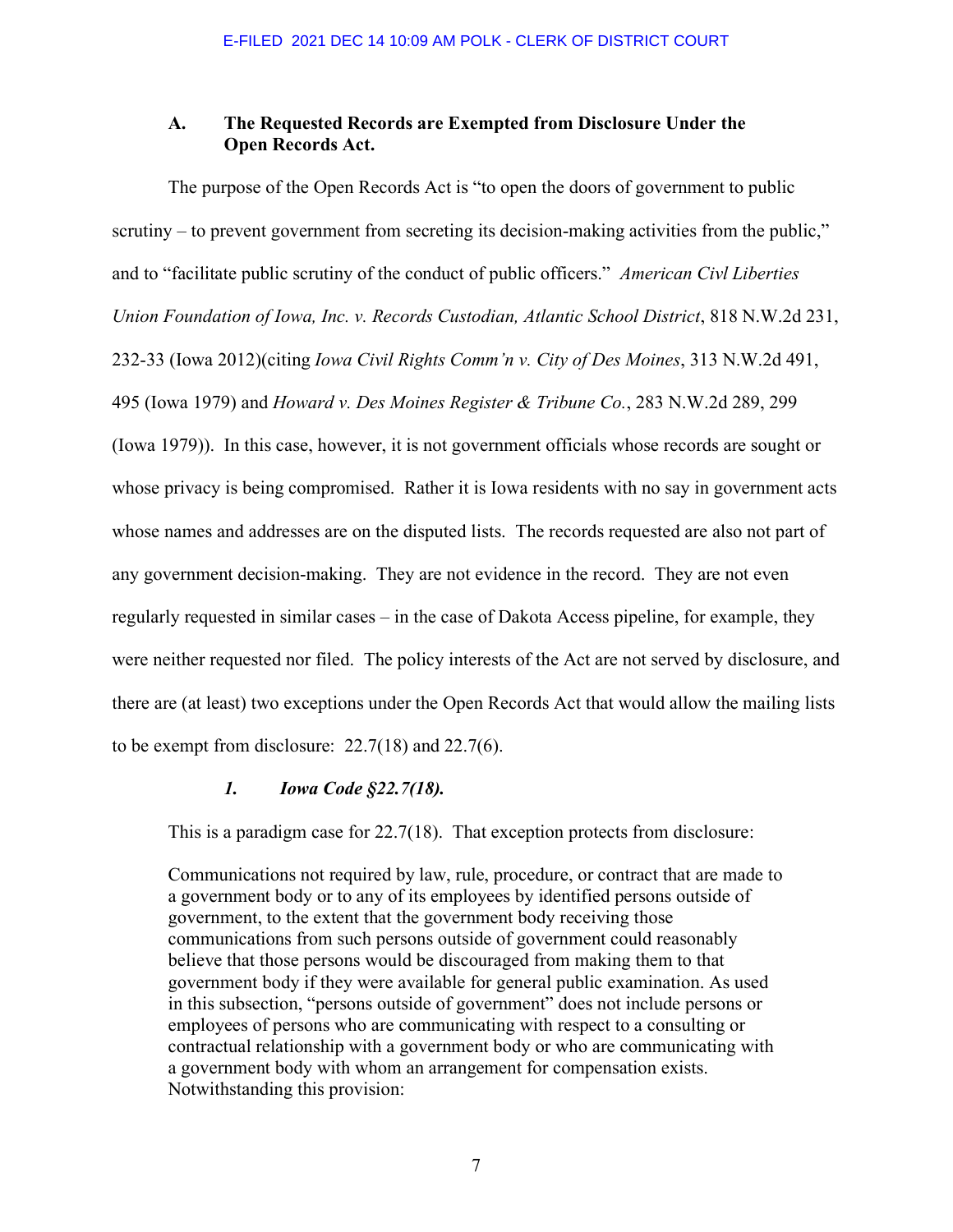### A. The Requested Records are Exempted from Disclosure Under the Open Records Act.

The purpose of the Open Records Act is "to open the doors of government to public scrutiny – to prevent government from secreting its decision-making activities from the public," and to "facilitate public scrutiny of the conduct of public officers." *American Civl Liberties Union Foundation of Iowa, Inc. v. Records Custodian, Atlantic School District*, 818 N.W.2d 231, 232-33 (Iowa 2012)(citing *Iowa Civil Rights Comm'n v. City of Des Moines*, 313 N.W.2d 491, 495 (Iowa 1979) and *Howard v. Des Moines Register & Tribune Co.*, 283 N.W.2d 289, 299 (Iowa 1979)). In this case, however, it is not government officials whose records are sought or whose privacy is being compromised. Rather it is Iowa residents with no say in government acts whose names and addresses are on the disputed lists. The records requested are also not part of any government decision-making. They are not evidence in the record. They are not even regularly requested in similar cases – in the case of Dakota Access pipeline, for example, they were neither requested nor filed. The policy interests of the Act are not served by disclosure, and there are (at least) two exceptions under the Open Records Act that would allow the mailing lists to be exempt from disclosure: 22.7(18) and 22.7(6).

#### *1. Iowa Code §22.7(18).*

This is a paradigm case for 22.7(18). That exception protects from disclosure:

> Communications not required by law, rule, procedure, or contract that are made to a government body or to any of its employees by identified persons outside of government, to the extent that the government body receiving those communications from such persons outside of government could reasonably believe that those persons would be discouraged from making them to that government body if they were available for general public examination. As used in this subsection, "persons outside of government" does not include persons or employees of persons who are communicating with respect to a consulting or contractual relationship with a government body or who are communicating with a government body with whom an arrangement for compensation exists. Notwithstanding this provision: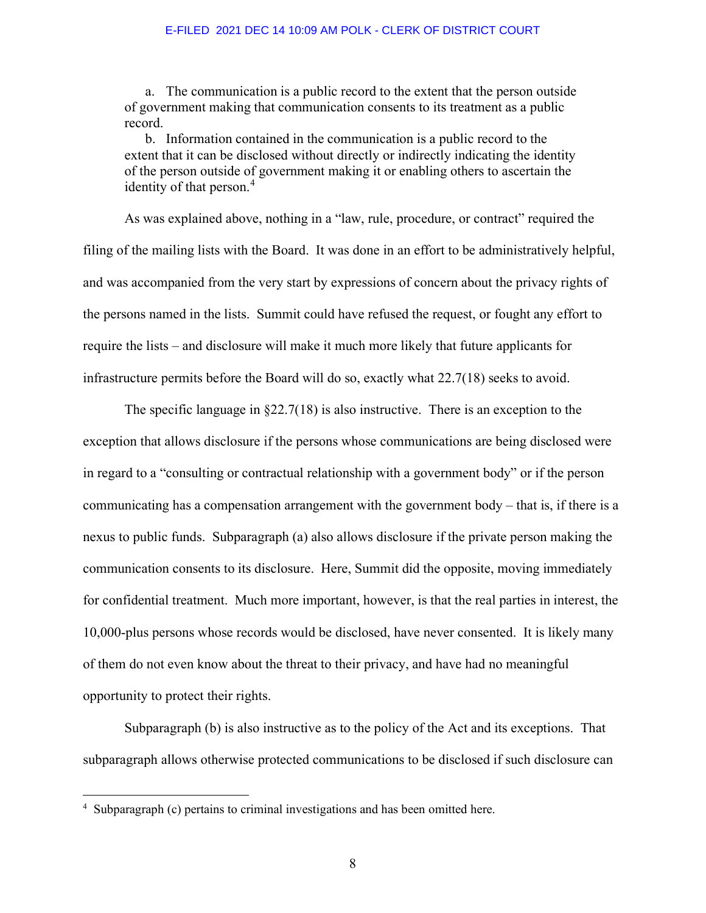a. The communication is a public record to the extent that the person outside of government making that communication consents to its treatment as a public record.

b. Information contained in the communication is a public record to the extent that it can be disclosed without directly or indirectly indicating the identity of the person outside of government making it or enabling others to ascertain the identity of that person.[4]

As was explained above, nothing in a "law, rule, procedure, or contract" required the filing of the mailing lists with the Board. It was done in an effort to be administratively helpful, and was accompanied from the very start by expressions of concern about the privacy rights of the persons named in the lists. Summit could have refused the request, or fought any effort to require the lists – and disclosure will make it much more likely that future applicants for infrastructure permits before the Board will do so, exactly what 22.7(18) seeks to avoid.

The specific language in §22.7(18) is also instructive. There is an exception to the exception that allows disclosure if the persons whose communications are being disclosed were in regard to a "consulting or contractual relationship with a government body" or if the person communicating has a compensation arrangement with the government body – that is, if there is a nexus to public funds. Subparagraph (a) also allows disclosure if the private person making the communication consents to its disclosure. Here, Summit did the opposite, moving immediately for confidential treatment. Much more important, however, is that the real parties in interest, the 10,000-plus persons whose records would be disclosed, have never consented. It is likely many of them do not even know about the threat to their privacy, and have had no meaningful opportunity to protect their rights.

Subparagraph (b) is also instructive as to the policy of the Act and its exceptions. That subparagraph allows otherwise protected communications to be disclosed if such disclosure can

[4] Subparagraph (c) pertains to criminal investigations and has been omitted here.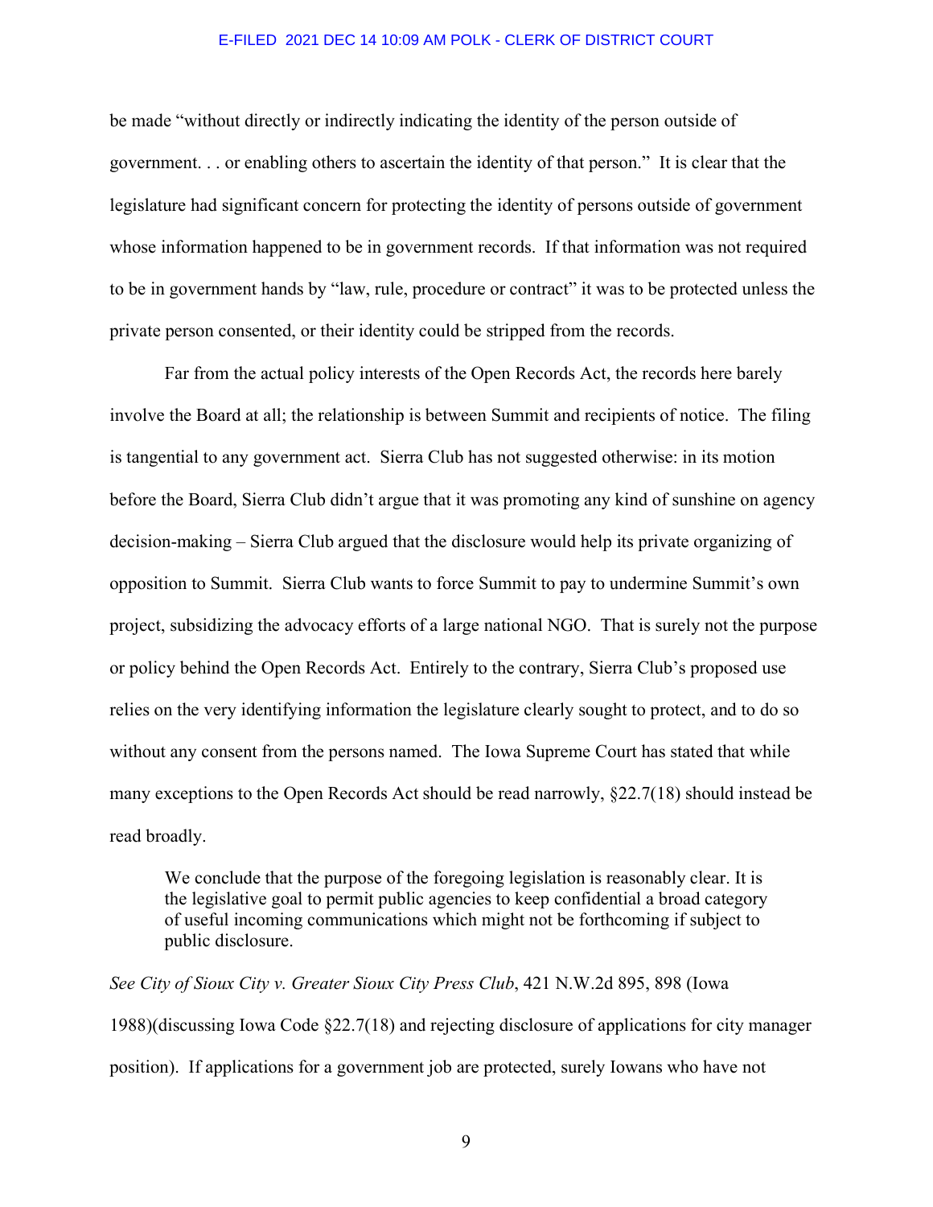be made "without directly or indirectly indicating the identity of the person outside of government. . . or enabling others to ascertain the identity of that person." It is clear that the legislature had significant concern for protecting the identity of persons outside of government whose information happened to be in government records. If that information was not required to be in government hands by "law, rule, procedure or contract" it was to be protected unless the private person consented, or their identity could be stripped from the records.

Far from the actual policy interests of the Open Records Act, the records here barely involve the Board at all; the relationship is between Summit and recipients of notice. The filing is tangential to any government act. Sierra Club has not suggested otherwise: in its motion before the Board, Sierra Club didn't argue that it was promoting any kind of sunshine on agency decision-making – Sierra Club argued that the disclosure would help its private organizing of opposition to Summit. Sierra Club wants to force Summit to pay to undermine Summit's own project, subsidizing the advocacy efforts of a large national NGO. That is surely not the purpose or policy behind the Open Records Act. Entirely to the contrary, Sierra Club's proposed use relies on the very identifying information the legislature clearly sought to protect, and to do so without any consent from the persons named. The Iowa Supreme Court has stated that while many exceptions to the Open Records Act should be read narrowly, §22.7(18) should instead be read broadly.

> We conclude that the purpose of the foregoing legislation is reasonably clear. It is the legislative goal to permit public agencies to keep confidential a broad category of useful incoming communications which might not be forthcoming if subject to public disclosure.

*See City of Sioux City v. Greater Sioux City Press Club*, 421 N.W.2d 895, 898 (Iowa 1988)(discussing Iowa Code §22.7(18) and rejecting disclosure of applications for city manager position). If applications for a government job are protected, surely Iowans who have not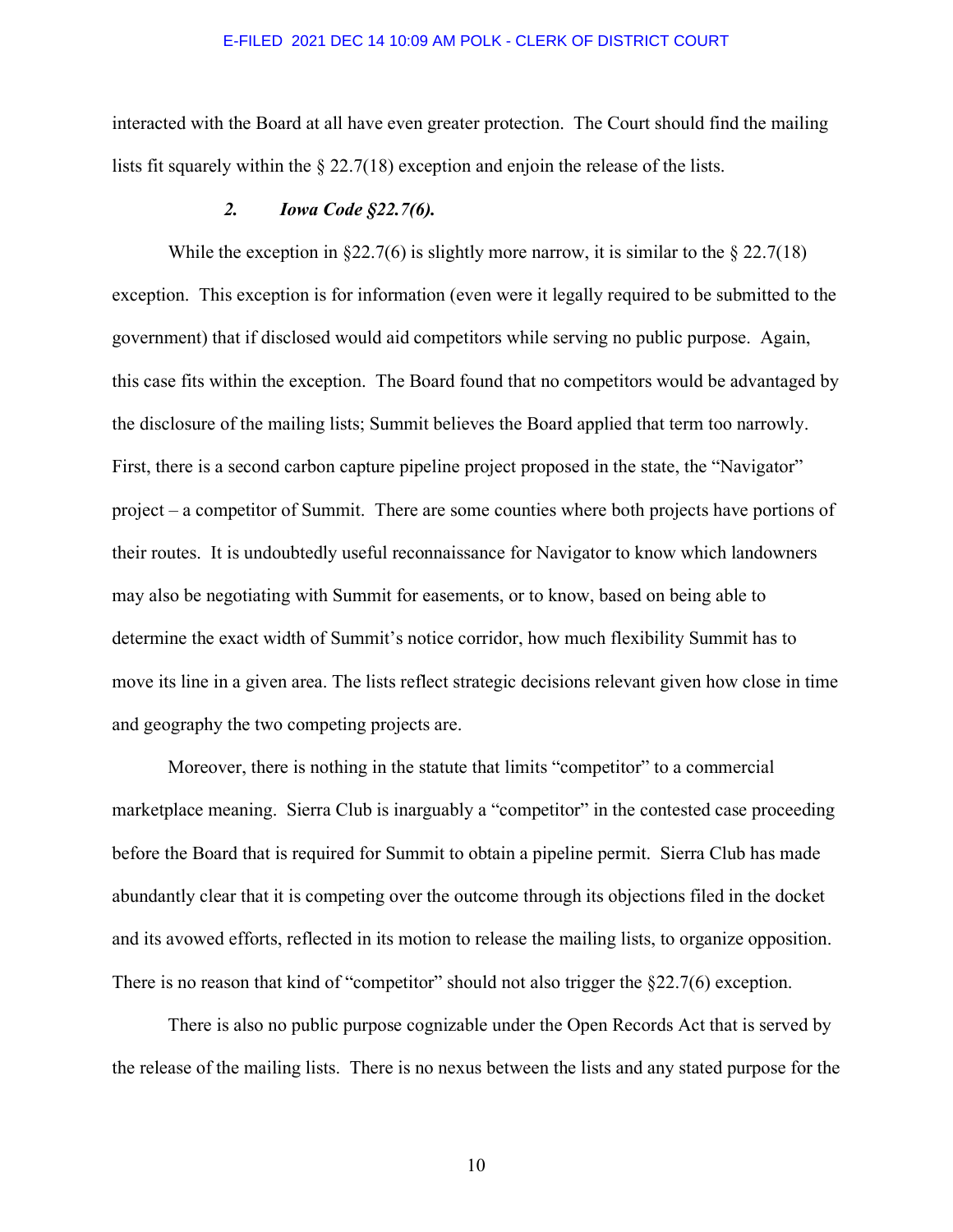interacted with the Board at all have even greater protection. The Court should find the mailing lists fit squarely within the § 22.7(18) exception and enjoin the release of the lists.

### *2. Iowa Code §22.7(6).*

While the exception in §22.7(6) is slightly more narrow, it is similar to the § 22.7(18) exception. This exception is for information (even were it legally required to be submitted to the government) that if disclosed would aid competitors while serving no public purpose. Again, this case fits within the exception. The Board found that no competitors would be advantaged by the disclosure of the mailing lists; Summit believes the Board applied that term too narrowly. First, there is a second carbon capture pipeline project proposed in the state, the "Navigator" project – a competitor of Summit. There are some counties where both projects have portions of their routes. It is undoubtedly useful reconnaissance for Navigator to know which landowners may also be negotiating with Summit for easements, or to know, based on being able to determine the exact width of Summit's notice corridor, how much flexibility Summit has to move its line in a given area. The lists reflect strategic decisions relevant given how close in time and geography the two competing projects are.

Moreover, there is nothing in the statute that limits "competitor" to a commercial marketplace meaning. Sierra Club is inarguably a "competitor" in the contested case proceeding before the Board that is required for Summit to obtain a pipeline permit. Sierra Club has made abundantly clear that it is competing over the outcome through its objections filed in the docket and its avowed efforts, reflected in its motion to release the mailing lists, to organize opposition. There is no reason that kind of "competitor" should not also trigger the §22.7(6) exception.

There is also no public purpose cognizable under the Open Records Act that is served by the release of the mailing lists. There is no nexus between the lists and any stated purpose for the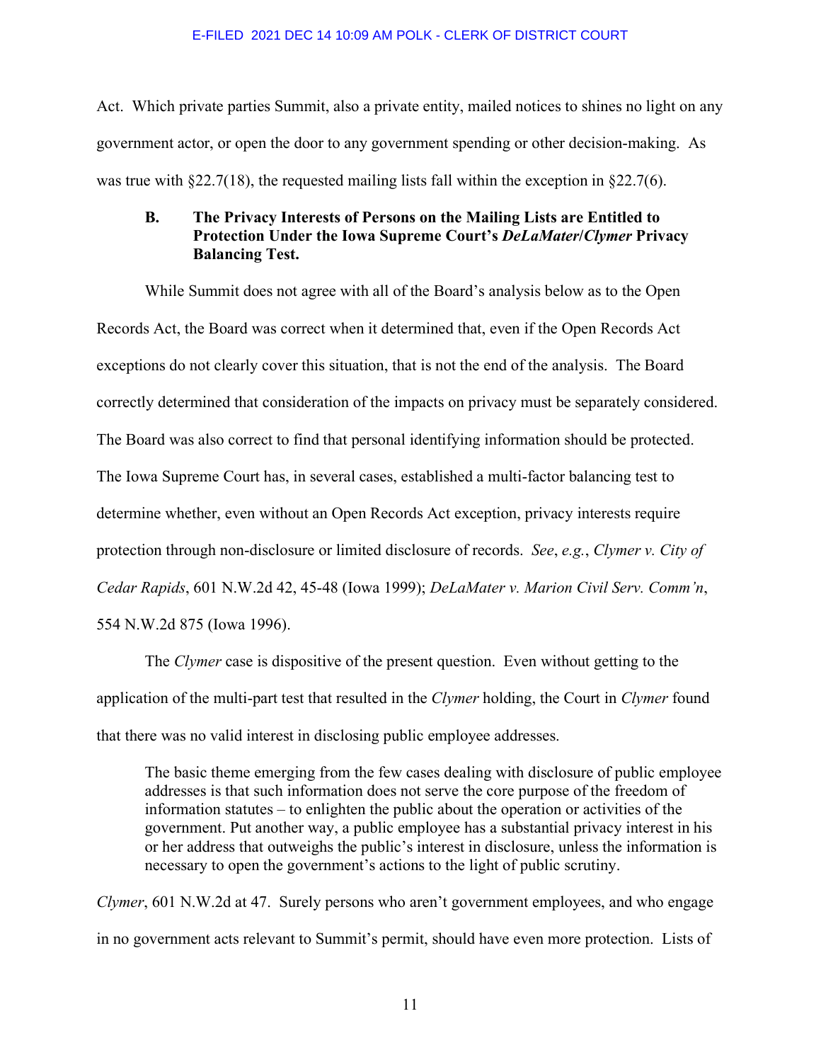Act. Which private parties Summit, also a private entity, mailed notices to shines no light on any government actor, or open the door to any government spending or other decision-making. As was true with §22.7(18), the requested mailing lists fall within the exception in §22.7(6).

### B. The Privacy Interests of Persons on the Mailing Lists are Entitled to Protection Under the Iowa Supreme Court's *DeLaMater/Clymer* Privacy Balancing Test.

While Summit does not agree with all of the Board's analysis below as to the Open Records Act, the Board was correct when it determined that, even if the Open Records Act exceptions do not clearly cover this situation, that is not the end of the analysis. The Board correctly determined that consideration of the impacts on privacy must be separately considered. The Board was also correct to find that personal identifying information should be protected. The Iowa Supreme Court has, in several cases, established a multi-factor balancing test to determine whether, even without an Open Records Act exception, privacy interests require protection through non-disclosure or limited disclosure of records. *See*, *e.g.*, *Clymer v. City of Cedar Rapids*, 601 N.W.2d 42, 45-48 (Iowa 1999); *DeLaMater v. Marion Civil Serv. Comm'n*, 554 N.W.2d 875 (Iowa 1996).

The *Clymer* case is dispositive of the present question. Even without getting to the application of the multi-part test that resulted in the *Clymer* holding, the Court in *Clymer* found that there was no valid interest in disclosing public employee addresses.

> The basic theme emerging from the few cases dealing with disclosure of public employee addresses is that such information does not serve the core purpose of the freedom of information statutes – to enlighten the public about the operation or activities of the government. Put another way, a public employee has a substantial privacy interest in his or her address that outweighs the public's interest in disclosure, unless the information is necessary to open the government's actions to the light of public scrutiny.

*Clymer*, 601 N.W.2d at 47. Surely persons who aren't government employees, and who engage in no government acts relevant to Summit's permit, should have even more protection. Lists of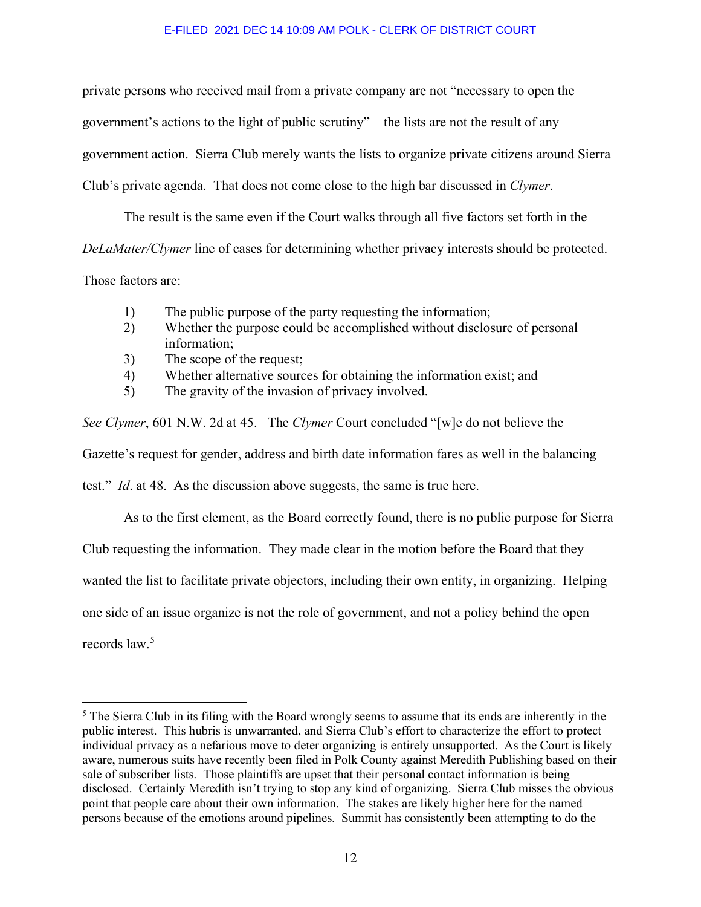private persons who received mail from a private company are not "necessary to open the government's actions to the light of public scrutiny" – the lists are not the result of any government action. Sierra Club merely wants the lists to organize private citizens around Sierra Club's private agenda. That does not come close to the high bar discussed in *Clymer*.

The result is the same even if the Court walks through all five factors set forth in the *DeLaMater/Clymer* line of cases for determining whether privacy interests should be protected. Those factors are:

1) The public purpose of the party requesting the information;
2) Whether the purpose could be accomplished without disclosure of personal information;
3) The scope of the request;
4) Whether alternative sources for obtaining the information exist; and
5) The gravity of the invasion of privacy involved.

*See Clymer*, 601 N.W. 2d at 45. The *Clymer* Court concluded "[w]e do not believe the Gazette's request for gender, address and birth date information fares as well in the balancing test." *Id*. at 48. As the discussion above suggests, the same is true here.

As to the first element, as the Board correctly found, there is no public purpose for Sierra Club requesting the information. They made clear in the motion before the Board that they wanted the list to facilitate private objectors, including their own entity, in organizing. Helping one side of an issue organize is not the role of government, and not a policy behind the open records law.[5]

[5] The Sierra Club in its filing with the Board wrongly seems to assume that its ends are inherently in the public interest. This hubris is unwarranted, and Sierra Club's effort to characterize the effort to protect individual privacy as a nefarious move to deter organizing is entirely unsupported. As the Court is likely aware, numerous suits have recently been filed in Polk County against Meredith Publishing based on their sale of subscriber lists. Those plaintiffs are upset that their personal contact information is being disclosed. Certainly Meredith isn't trying to stop any kind of organizing. Sierra Club misses the obvious point that people care about their own information. The stakes are likely higher here for the named persons because of the emotions around pipelines. Summit has consistently been attempting to do the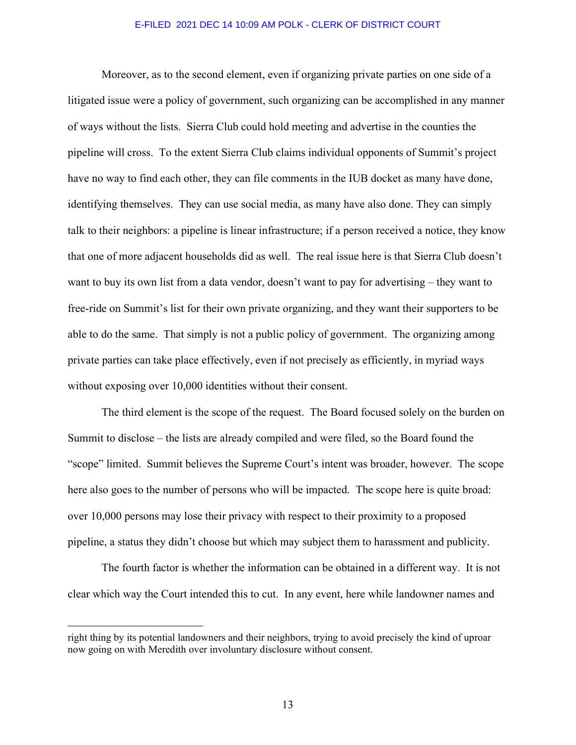Moreover, as to the second element, even if organizing private parties on one side of a litigated issue were a policy of government, such organizing can be accomplished in any manner of ways without the lists. Sierra Club could hold meeting and advertise in the counties the pipeline will cross. To the extent Sierra Club claims individual opponents of Summit's project have no way to find each other, they can file comments in the IUB docket as many have done, identifying themselves. They can use social media, as many have also done. They can simply talk to their neighbors: a pipeline is linear infrastructure; if a person received a notice, they know that one of more adjacent households did as well. The real issue here is that Sierra Club doesn't want to buy its own list from a data vendor, doesn't want to pay for advertising – they want to free-ride on Summit's list for their own private organizing, and they want their supporters to be able to do the same. That simply is not a public policy of government. The organizing among private parties can take place effectively, even if not precisely as efficiently, in myriad ways without exposing over 10,000 identities without their consent.

The third element is the scope of the request. The Board focused solely on the burden on Summit to disclose – the lists are already compiled and were filed, so the Board found the "scope" limited. Summit believes the Supreme Court's intent was broader, however. The scope here also goes to the number of persons who will be impacted. The scope here is quite broad: over 10,000 persons may lose their privacy with respect to their proximity to a proposed pipeline, a status they didn't choose but which may subject them to harassment and publicity.

The fourth factor is whether the information can be obtained in a different way. It is not clear which way the Court intended this to cut. In any event, here while landowner names and

---

right thing by its potential landowners and their neighbors, trying to avoid precisely the kind of uproar now going on with Meredith over involuntary disclosure without consent.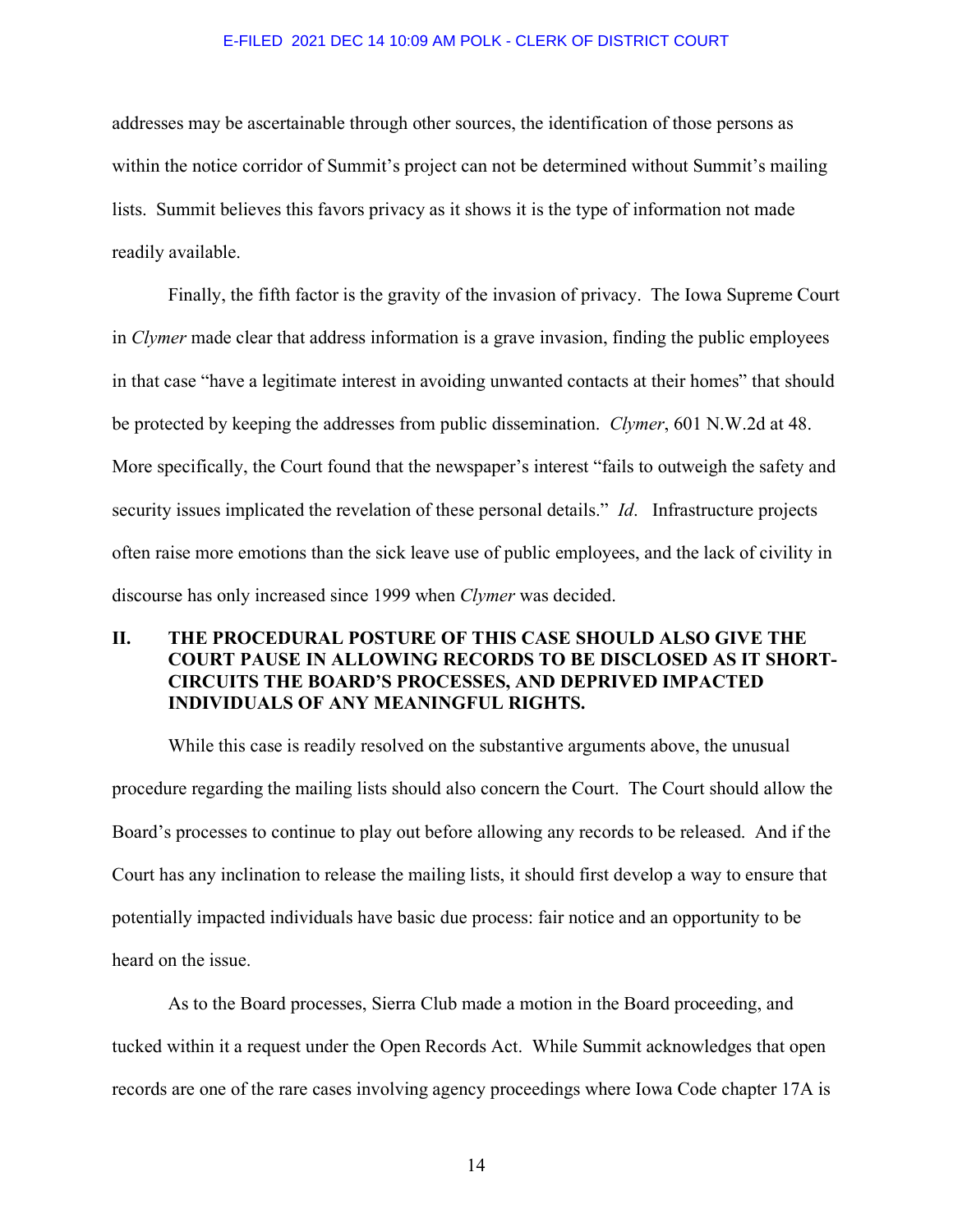addresses may be ascertainable through other sources, the identification of those persons as within the notice corridor of Summit's project can not be determined without Summit's mailing lists. Summit believes this favors privacy as it shows it is the type of information not made readily available.

Finally, the fifth factor is the gravity of the invasion of privacy. The Iowa Supreme Court in *Clymer* made clear that address information is a grave invasion, finding the public employees in that case "have a legitimate interest in avoiding unwanted contacts at their homes" that should be protected by keeping the addresses from public dissemination. *Clymer*, 601 N.W.2d at 48. More specifically, the Court found that the newspaper's interest "fails to outweigh the safety and security issues implicated the revelation of these personal details." *Id*. Infrastructure projects often raise more emotions than the sick leave use of public employees, and the lack of civility in discourse has only increased since 1999 when *Clymer* was decided.

## II. THE PROCEDURAL POSTURE OF THIS CASE SHOULD ALSO GIVE THE COURT PAUSE IN ALLOWING RECORDS TO BE DISCLOSED AS IT SHORT-CIRCUITS THE BOARD'S PROCESSES, AND DEPRIVED IMPACTED INDIVIDUALS OF ANY MEANINGFUL RIGHTS.

While this case is readily resolved on the substantive arguments above, the unusual procedure regarding the mailing lists should also concern the Court. The Court should allow the Board's processes to continue to play out before allowing any records to be released. And if the Court has any inclination to release the mailing lists, it should first develop a way to ensure that potentially impacted individuals have basic due process: fair notice and an opportunity to be heard on the issue.

As to the Board processes, Sierra Club made a motion in the Board proceeding, and tucked within it a request under the Open Records Act. While Summit acknowledges that open records are one of the rare cases involving agency proceedings where Iowa Code chapter 17A is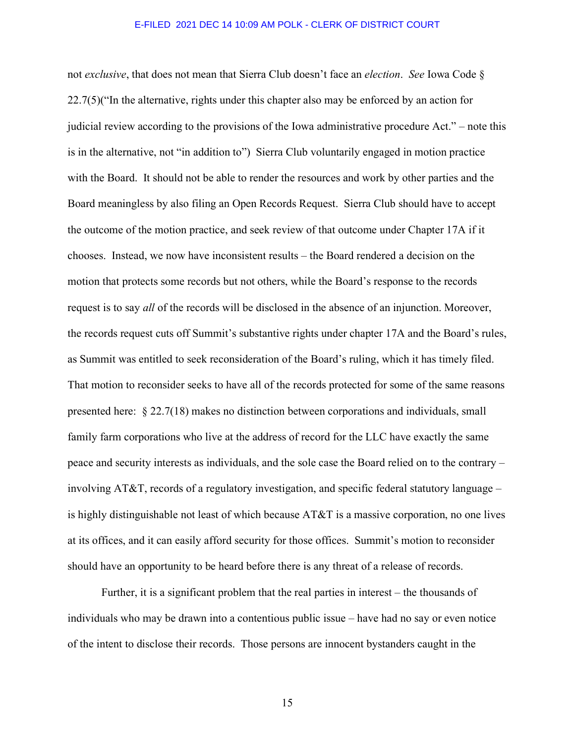not *exclusive*, that does not mean that Sierra Club doesn't face an *election*. *See* Iowa Code § 22.7(5)("In the alternative, rights under this chapter also may be enforced by an action for judicial review according to the provisions of the Iowa administrative procedure Act." – note this is in the alternative, not "in addition to") Sierra Club voluntarily engaged in motion practice with the Board. It should not be able to render the resources and work by other parties and the Board meaningless by also filing an Open Records Request. Sierra Club should have to accept the outcome of the motion practice, and seek review of that outcome under Chapter 17A if it chooses. Instead, we now have inconsistent results – the Board rendered a decision on the motion that protects some records but not others, while the Board's response to the records request is to say *all* of the records will be disclosed in the absence of an injunction. Moreover, the records request cuts off Summit's substantive rights under chapter 17A and the Board's rules, as Summit was entitled to seek reconsideration of the Board's ruling, which it has timely filed. That motion to reconsider seeks to have all of the records protected for some of the same reasons presented here: § 22.7(18) makes no distinction between corporations and individuals, small family farm corporations who live at the address of record for the LLC have exactly the same peace and security interests as individuals, and the sole case the Board relied on to the contrary – involving AT&T, records of a regulatory investigation, and specific federal statutory language – is highly distinguishable not least of which because AT&T is a massive corporation, no one lives at its offices, and it can easily afford security for those offices. Summit's motion to reconsider should have an opportunity to be heard before there is any threat of a release of records.

Further, it is a significant problem that the real parties in interest – the thousands of individuals who may be drawn into a contentious public issue – have had no say or even notice of the intent to disclose their records. Those persons are innocent bystanders caught in the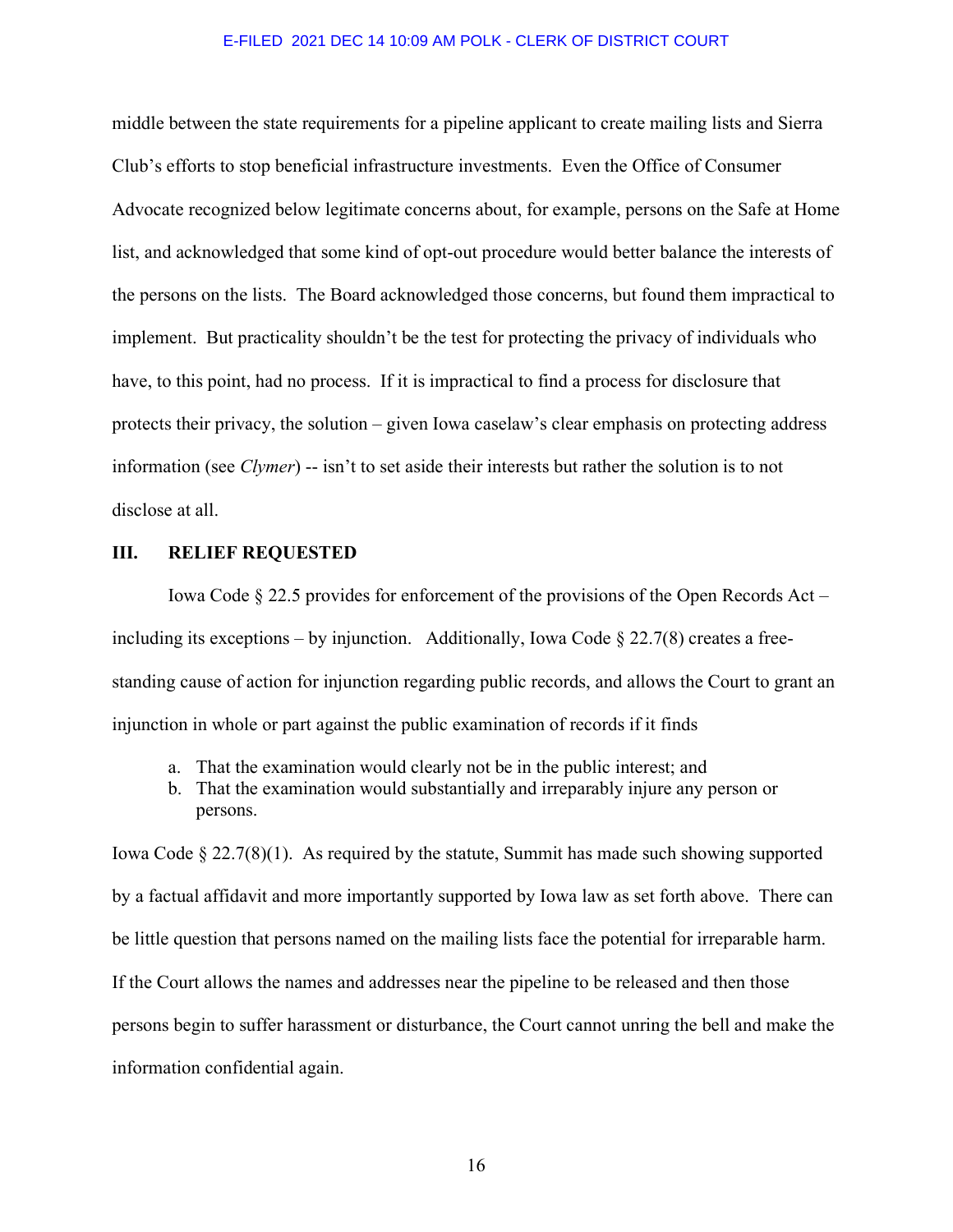middle between the state requirements for a pipeline applicant to create mailing lists and Sierra Club's efforts to stop beneficial infrastructure investments. Even the Office of Consumer Advocate recognized below legitimate concerns about, for example, persons on the Safe at Home list, and acknowledged that some kind of opt-out procedure would better balance the interests of the persons on the lists. The Board acknowledged those concerns, but found them impractical to implement. But practicality shouldn't be the test for protecting the privacy of individuals who have, to this point, had no process. If it is impractical to find a process for disclosure that protects their privacy, the solution – given Iowa caselaw's clear emphasis on protecting address information (see *Clymer*) -- isn't to set aside their interests but rather the solution is to not disclose at all.

## III. RELIEF REQUESTED

Iowa Code § 22.5 provides for enforcement of the provisions of the Open Records Act – including its exceptions – by injunction. Additionally, Iowa Code § 22.7(8) creates a free-standing cause of action for injunction regarding public records, and allows the Court to grant an injunction in whole or part against the public examination of records if it finds

a. That the examination would clearly not be in the public interest; and
b. That the examination would substantially and irreparably injure any person or persons.

Iowa Code § 22.7(8)(1). As required by the statute, Summit has made such showing supported by a factual affidavit and more importantly supported by Iowa law as set forth above. There can be little question that persons named on the mailing lists face the potential for irreparable harm. If the Court allows the names and addresses near the pipeline to be released and then those persons begin to suffer harassment or disturbance, the Court cannot unring the bell and make the information confidential again.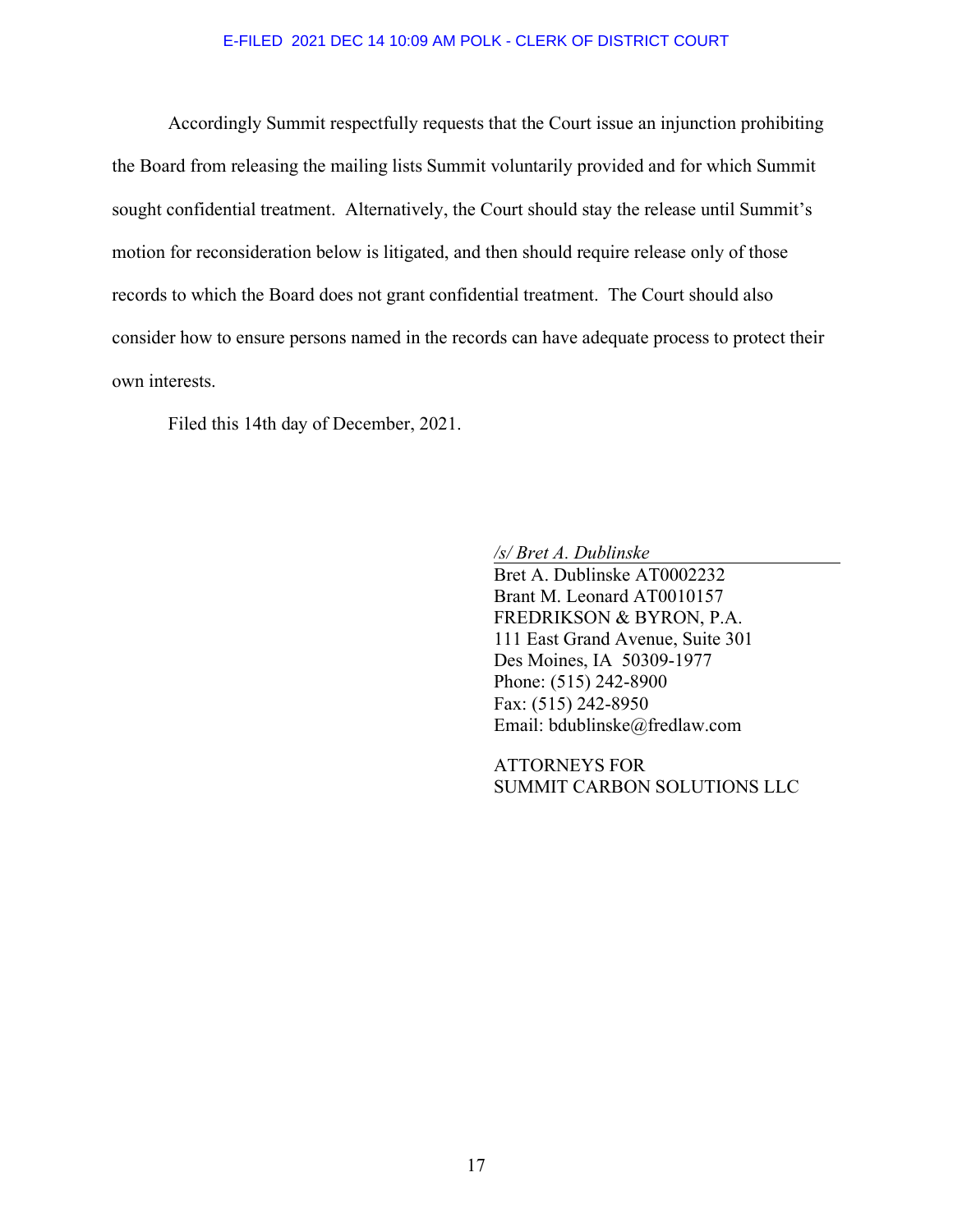Accordingly Summit respectfully requests that the Court issue an injunction prohibiting the Board from releasing the mailing lists Summit voluntarily provided and for which Summit sought confidential treatment. Alternatively, the Court should stay the release until Summit's motion for reconsideration below is litigated, and then should require release only of those records to which the Board does not grant confidential treatment. The Court should also consider how to ensure persons named in the records can have adequate process to protect their own interests.

Filed this 14th day of December, 2021.

*/s/ Bret A. Dublinske*
Bret A. Dublinske AT0002232
Brant M. Leonard AT0010157
FREDRIKSON & BYRON, P.A.
111 East Grand Avenue, Suite 301
Des Moines, IA 50309-1977
Phone: (515) 242-8900
Fax: (515) 242-8950
Email: bdublinske@fredlaw.com

ATTORNEYS FOR
SUMMIT CARBON SOLUTIONS LLC